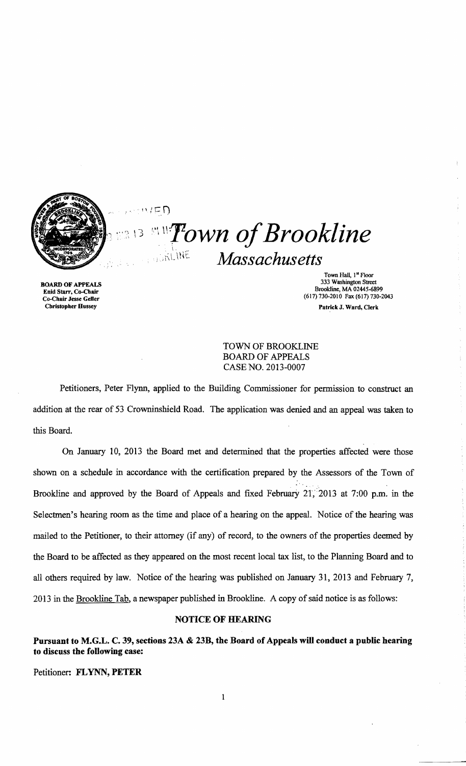# Town of Brookline

*Massachusetts*

BOARD OF APPEALS
Enid Starr, Co-Chair
Co-Chair Jesse Geller
Christopher Hussey

Town Hall, 1st Floor
333 Washington Street
Brookline, MA 02445-6899
(617) 730-2010 Fax (617) 730-2043
Patrick J. Ward, Clerk

TOWN OF BROOKLINE
BOARD OF APPEALS
CASE NO. 2013-0007

Petitioners, Peter Flynn, applied to the Building Commissioner for permission to construct an addition at the rear of 53 Crowninshield Road. The application was denied and an appeal was taken to this Board.

On January 10, 2013 the Board met and determined that the properties affected were those shown on a schedule in accordance with the certification prepared by the Assessors of the Town of Brookline and approved by the Board of Appeals and fixed February 21, 2013 at 7:00 p.m. in the Selectmen's hearing room as the time and place of a hearing on the appeal. Notice of the hearing was mailed to the Petitioner, to their attorney (if any) of record, to the owners of the properties deemed by the Board to be affected as they appeared on the most recent local tax list, to the Planning Board and to all others required by law. Notice of the hearing was published on January 31, 2013 and February 7, 2013 in the Brookline Tab, a newspaper published in Brookline. A copy of said notice is as follows:

## NOTICE OF HEARING

**Pursuant to M.G.L. C. 39, sections 23A & 23B, the Board of Appeals will conduct a public hearing to discuss the following case:**

Petitioner: **FLYNN, PETER**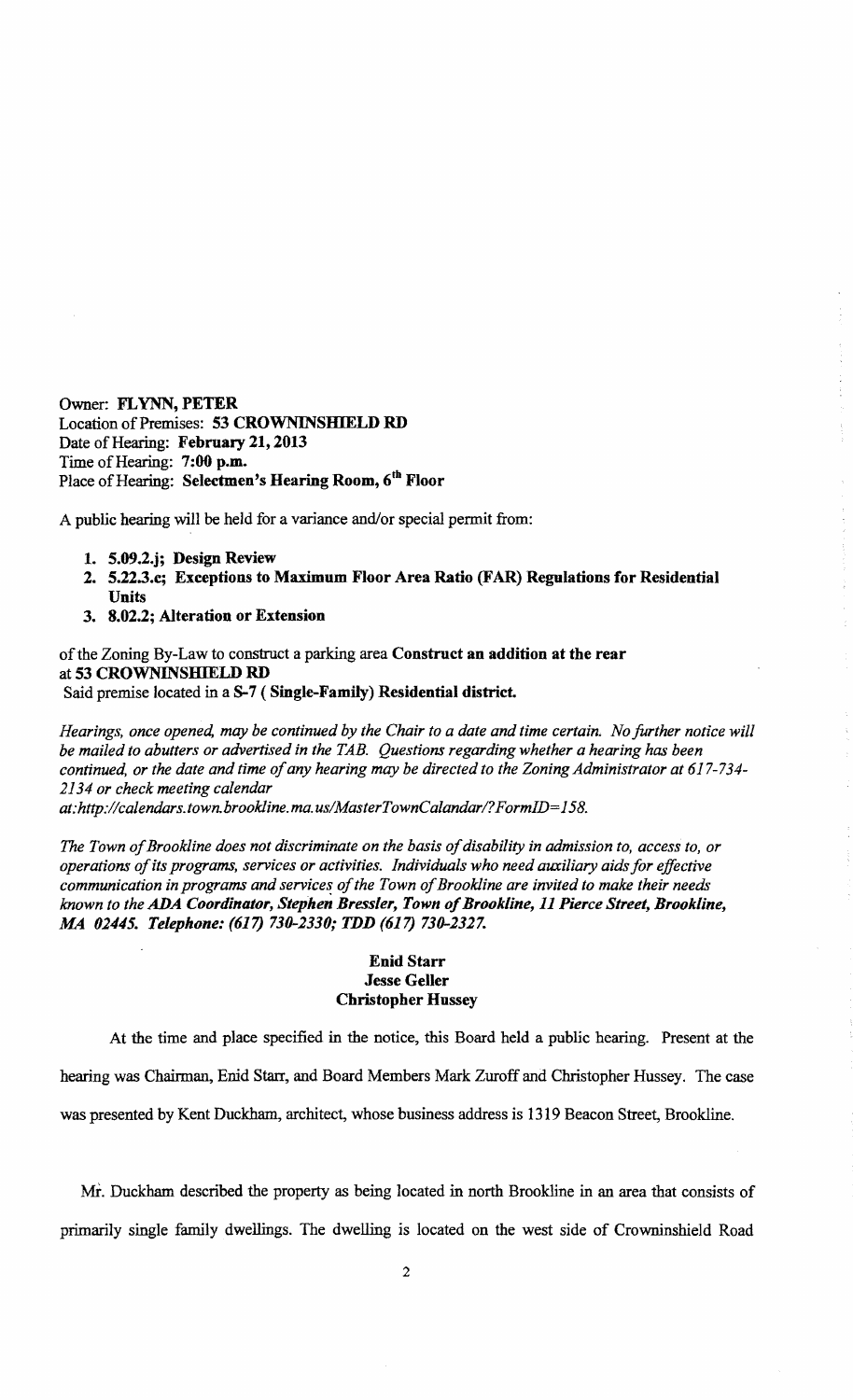Owner: **FLYNN, PETER**
Location of Premises: **53 CROWNINSHIELD RD**
Date of Hearing: **February 21, 2013**
Time of Hearing: **7:00 p.m.**
Place of Hearing: **Selectmen's Hearing Room, 6th Floor**

A public hearing will be held for a variance and/or special permit from:

1. **5.09.2.j; Design Review**
2. **5.22.3.c; Exceptions to Maximum Floor Area Ratio (FAR) Regulations for Residential Units**
3. **8.02.2; Alteration or Extension**

of the Zoning By-Law to construct a parking area **Construct an addition at the rear** at **53 CROWNINSHIELD RD**
Said premise located in a **S-7 ( Single-Family) Residential district.**

*Hearings, once opened, may be continued by the Chair to a date and time certain. No further notice will be mailed to abutters or advertised in the TAB. Questions regarding whether a hearing has been continued, or the date and time of any hearing may be directed to the Zoning Administrator at 617-734-2134 or check meeting calendar at:http://calendars.town.brookline.ma.us/MasterTownCalandar/?FormID=158.*

*The Town of Brookline does not discriminate on the basis of disability in admission to, access to, or operations of its programs, services or activities. Individuals who need auxiliary aids for effective communication in programs and services of the Town of Brookline are invited to make their needs known to the **ADA Coordinator, Stephen Bressler, Town of Brookline, 11 Pierce Street, Brookline, MA 02445. Telephone: (617) 730-2330; TDD (617) 730-2327.***

**Enid Starr**
**Jesse Geller**
**Christopher Hussey**

At the time and place specified in the notice, this Board held a public hearing. Present at the hearing was Chairman, Enid Starr, and Board Members Mark Zuroff and Christopher Hussey. The case was presented by Kent Duckham, architect, whose business address is 1319 Beacon Street, Brookline.

Mr. Duckham described the property as being located in north Brookline in an area that consists of primarily single family dwellings. The dwelling is located on the west side of Crowninshield Road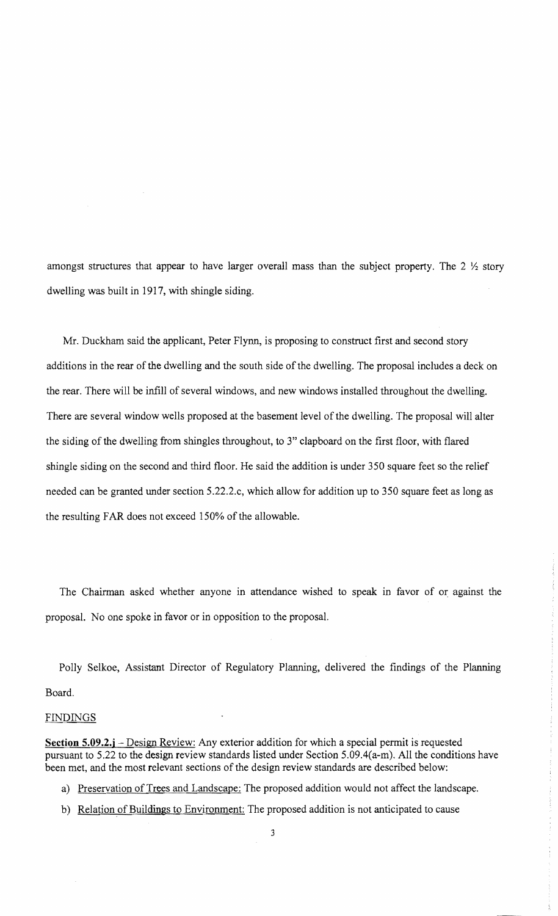amongst structures that appear to have larger overall mass than the subject property. The 2 ½ story dwelling was built in 1917, with shingle siding.

Mr. Duckham said the applicant, Peter Flynn, is proposing to construct first and second story additions in the rear of the dwelling and the south side of the dwelling. The proposal includes a deck on the rear. There will be infill of several windows, and new windows installed throughout the dwelling. There are several window wells proposed at the basement level of the dwelling. The proposal will alter the siding of the dwelling from shingles throughout, to 3" clapboard on the first floor, with flared shingle siding on the second and third floor. He said the addition is under 350 square feet so the relief needed can be granted under section 5.22.2.c, which allow for addition up to 350 square feet as long as the resulting FAR does not exceed 150% of the allowable.

The Chairman asked whether anyone in attendance wished to speak in favor of or against the proposal. No one spoke in favor or in opposition to the proposal.

Polly Selkoe, Assistant Director of Regulatory Planning, delivered the findings of the Planning Board.

FINDINGS

**Section 5.09.2.j** – Design Review: Any exterior addition for which a special permit is requested pursuant to 5.22 to the design review standards listed under Section 5.09.4(a-m). All the conditions have been met, and the most relevant sections of the design review standards are described below:

a) Preservation of Trees and Landscape: The proposed addition would not affect the landscape.

b) Relation of Buildings to Environment: The proposed addition is not anticipated to cause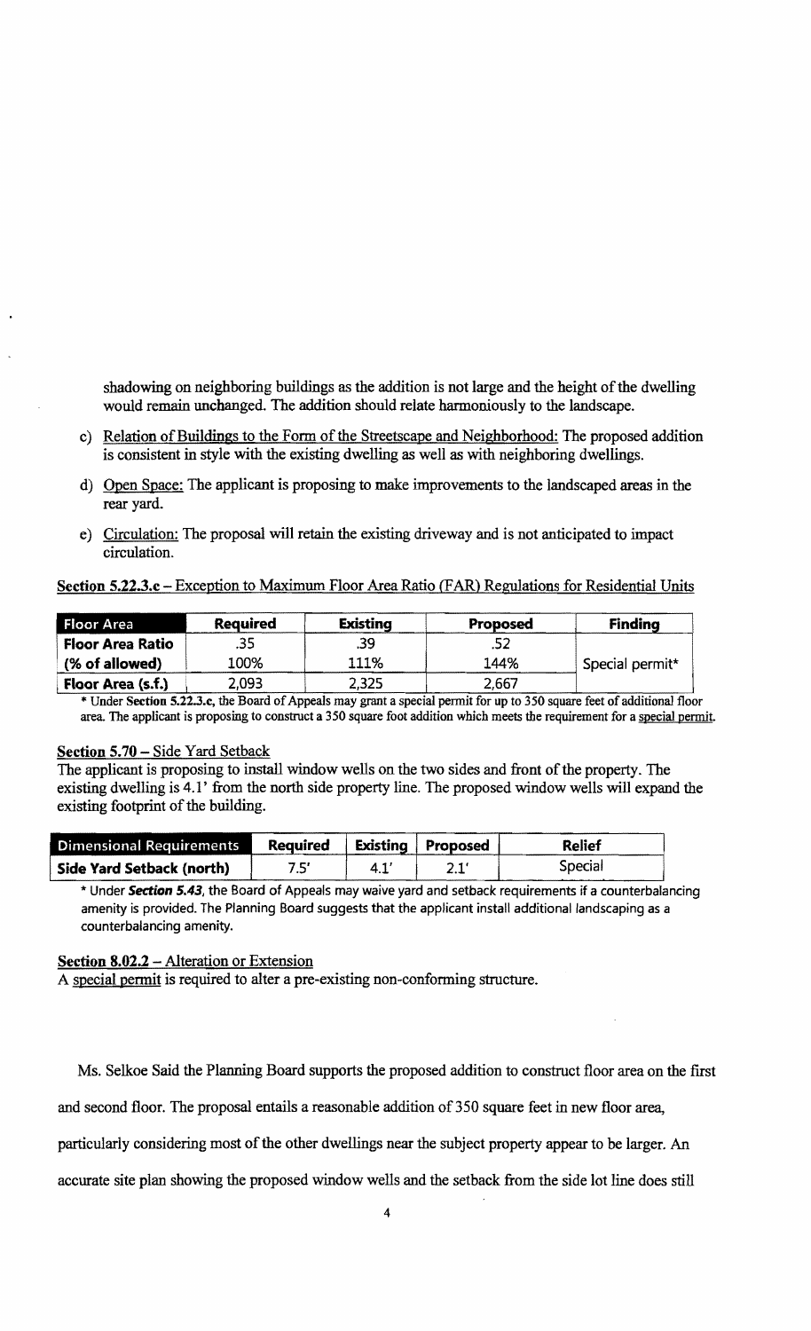shadowing on neighboring buildings as the addition is not large and the height of the dwelling would remain unchanged. The addition should relate harmoniously to the landscape.

c) Relation of Buildings to the Form of the Streetscape and Neighborhood: The proposed addition is consistent in style with the existing dwelling as well as with neighboring dwellings.

d) Open Space: The applicant is proposing to make improvements to the landscaped areas in the rear yard.

e) Circulation: The proposal will retain the existing driveway and is not anticipated to impact circulation.

**Section 5.22.3.c** – Exception to Maximum Floor Area Ratio (FAR) Regulations for Residential Units

| Floor Area | Required | Existing | Proposed | Finding |
|---|---|---|---|---|
| **Floor Area Ratio** | .35 | .39 | .52 | |
| **(% of allowed)** | 100% | 111% | 144% | Special permit* |
| **Floor Area (s.f.)** | 2,093 | 2,325 | 2,667 | |

* Under **Section 5.22.3.c**, the Board of Appeals may grant a special permit for up to 350 square feet of additional floor area. The applicant is proposing to construct a 350 square foot addition which meets the requirement for a special permit.

**Section 5.70** – Side Yard Setback

The applicant is proposing to install window wells on the two sides and front of the property. The existing dwelling is 4.1' from the north side property line. The proposed window wells will expand the existing footprint of the building.

| Dimensional Requirements | Required | Existing | Proposed | Relief |
|---|---|---|---|---|
| **Side Yard Setback (north)** | 7.5' | 4.1' | 2.1' | Special |

* Under ***Section 5.43***, the Board of Appeals may waive yard and setback requirements if a counterbalancing amenity is provided. The Planning Board suggests that the applicant install additional landscaping as a counterbalancing amenity.

**Section 8.02.2** – Alteration or Extension

A special permit is required to alter a pre-existing non-conforming structure.

Ms. Selkoe Said the Planning Board supports the proposed addition to construct floor area on the first and second floor. The proposal entails a reasonable addition of 350 square feet in new floor area, particularly considering most of the other dwellings near the subject property appear to be larger. An accurate site plan showing the proposed window wells and the setback from the side lot line does still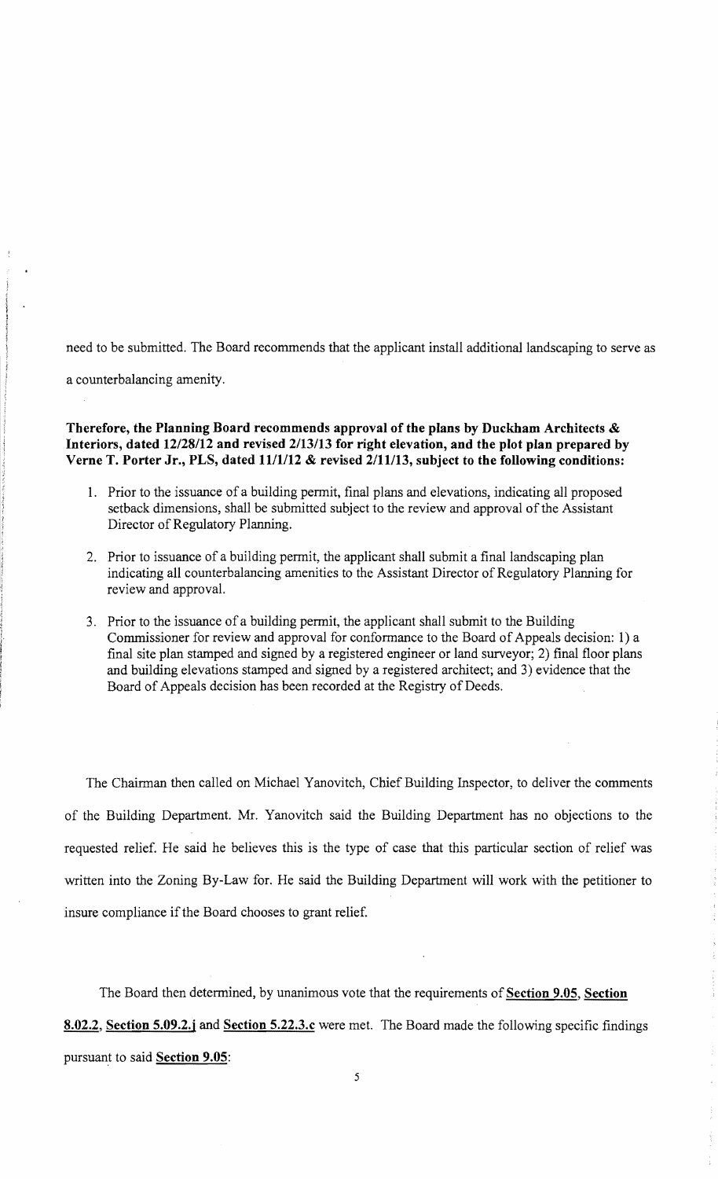need to be submitted. The Board recommends that the applicant install additional landscaping to serve as a counterbalancing amenity.

**Therefore, the Planning Board recommends approval of the plans by Duckham Architects & Interiors, dated 12/28/12 and revised 2/13/13 for right elevation, and the plot plan prepared by Verne T. Porter Jr., PLS, dated 11/1/12 & revised 2/11/13, subject to the following conditions:**

1. Prior to the issuance of a building permit, final plans and elevations, indicating all proposed setback dimensions, shall be submitted subject to the review and approval of the Assistant Director of Regulatory Planning.
2. Prior to issuance of a building permit, the applicant shall submit a final landscaping plan indicating all counterbalancing amenities to the Assistant Director of Regulatory Planning for review and approval.
3. Prior to the issuance of a building permit, the applicant shall submit to the Building Commissioner for review and approval for conformance to the Board of Appeals decision: 1) a final site plan stamped and signed by a registered engineer or land surveyor; 2) final floor plans and building elevations stamped and signed by a registered architect; and 3) evidence that the Board of Appeals decision has been recorded at the Registry of Deeds.

The Chairman then called on Michael Yanovitch, Chief Building Inspector, to deliver the comments of the Building Department. Mr. Yanovitch said the Building Department has no objections to the requested relief. He said he believes this is the type of case that this particular section of relief was written into the Zoning By-Law for. He said the Building Department will work with the petitioner to insure compliance if the Board chooses to grant relief.

The Board then determined, by unanimous vote that the requirements of **Section 9.05**, **Section 8.02.2**, **Section 5.09.2.j** and **Section 5.22.3.c** were met. The Board made the following specific findings pursuant to said **Section 9.05**: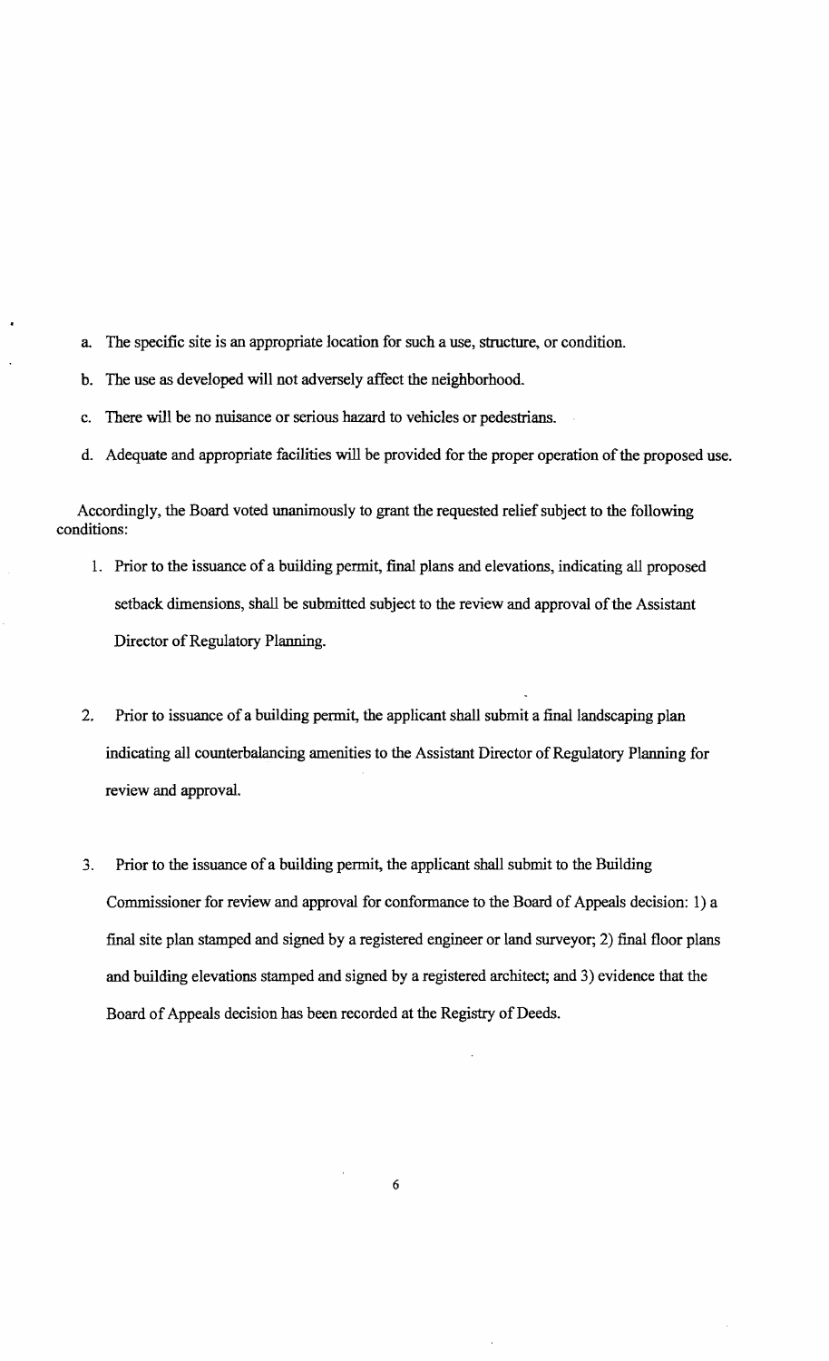a. The specific site is an appropriate location for such a use, structure, or condition.

b. The use as developed will not adversely affect the neighborhood.

c. There will be no nuisance or serious hazard to vehicles or pedestrians.

d. Adequate and appropriate facilities will be provided for the proper operation of the proposed use.

Accordingly, the Board voted unanimously to grant the requested relief subject to the following conditions:

1. Prior to the issuance of a building permit, final plans and elevations, indicating all proposed setback dimensions, shall be submitted subject to the review and approval of the Assistant Director of Regulatory Planning.

2. Prior to issuance of a building permit, the applicant shall submit a final landscaping plan indicating all counterbalancing amenities to the Assistant Director of Regulatory Planning for review and approval.

3. Prior to the issuance of a building permit, the applicant shall submit to the Building Commissioner for review and approval for conformance to the Board of Appeals decision: 1) a final site plan stamped and signed by a registered engineer or land surveyor; 2) final floor plans and building elevations stamped and signed by a registered architect; and 3) evidence that the Board of Appeals decision has been recorded at the Registry of Deeds.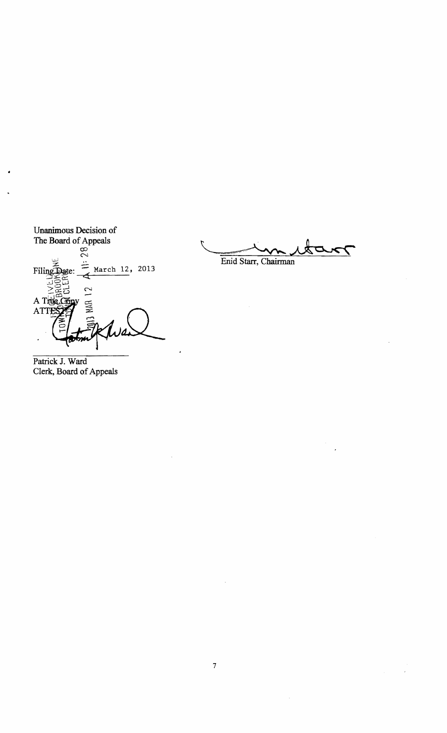Unanimous Decision of
The Board of Appeals

Filing Date: March 12, 2013

A True Copy
ATTEST:

Patrick J. Ward
Clerk, Board of Appeals

Enid Starr, Chairman